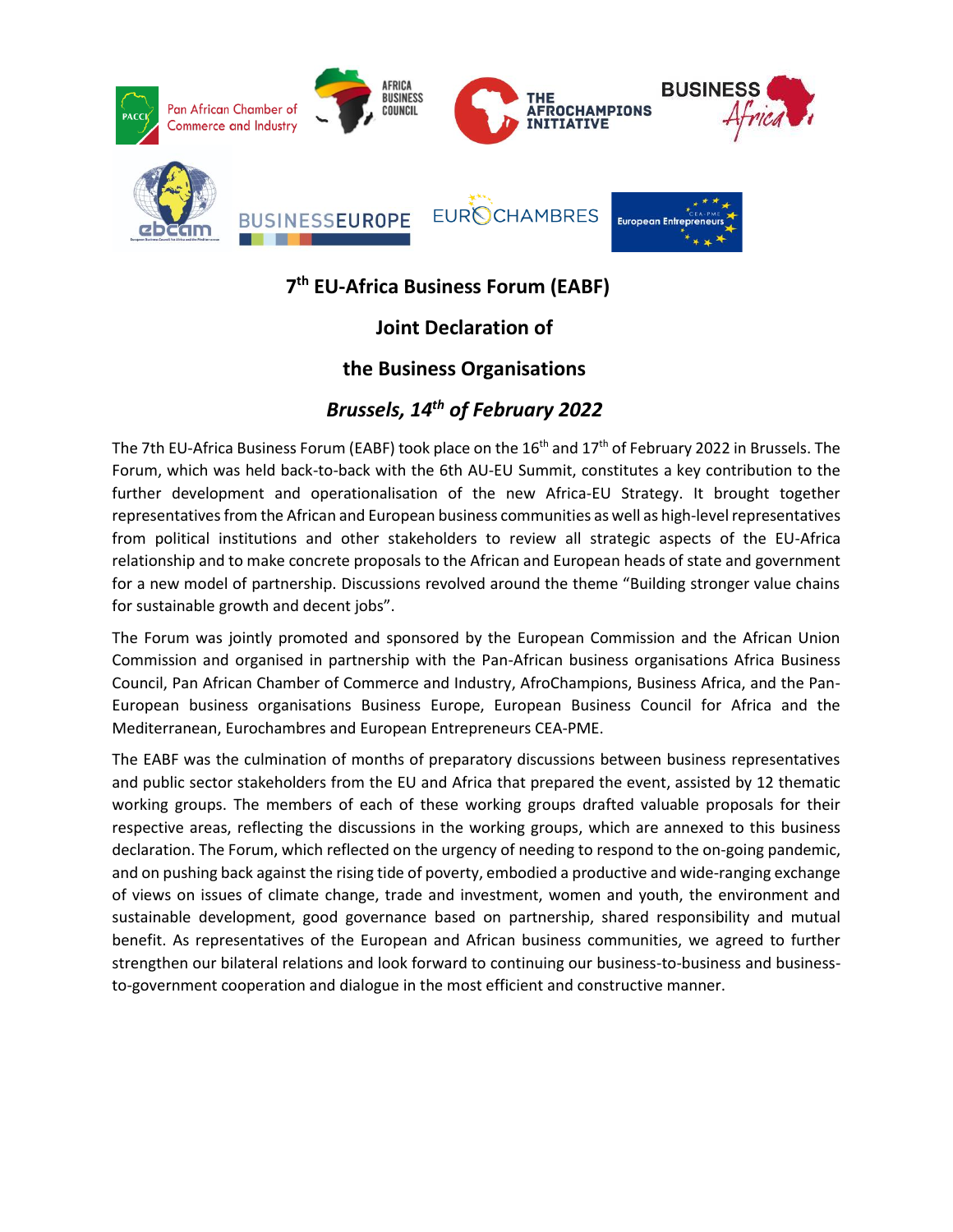# 7th EU-Africa Business Forum (EABF)

## Joint Declaration of

## the Business Organisations

### *Brussels, 14th of February 2022*

The 7th EU-Africa Business Forum (EABF) took place on the 16th and 17th of February 2022 in Brussels. The Forum, which was held back-to-back with the 6th AU-EU Summit, constitutes a key contribution to the further development and operationalisation of the new Africa-EU Strategy. It brought together representatives from the African and European business communities as well as high-level representatives from political institutions and other stakeholders to review all strategic aspects of the EU-Africa relationship and to make concrete proposals to the African and European heads of state and government for a new model of partnership. Discussions revolved around the theme "Building stronger value chains for sustainable growth and decent jobs".

The Forum was jointly promoted and sponsored by the European Commission and the African Union Commission and organised in partnership with the Pan-African business organisations Africa Business Council, Pan African Chamber of Commerce and Industry, AfroChampions, Business Africa, and the Pan-European business organisations Business Europe, European Business Council for Africa and the Mediterranean, Eurochambres and European Entrepreneurs CEA-PME.

The EABF was the culmination of months of preparatory discussions between business representatives and public sector stakeholders from the EU and Africa that prepared the event, assisted by 12 thematic working groups. The members of each of these working groups drafted valuable proposals for their respective areas, reflecting the discussions in the working groups, which are annexed to this business declaration. The Forum, which reflected on the urgency of needing to respond to the on-going pandemic, and on pushing back against the rising tide of poverty, embodied a productive and wide-ranging exchange of views on issues of climate change, trade and investment, women and youth, the environment and sustainable development, good governance based on partnership, shared responsibility and mutual benefit. As representatives of the European and African business communities, we agreed to further strengthen our bilateral relations and look forward to continuing our business-to-business and business-to-government cooperation and dialogue in the most efficient and constructive manner.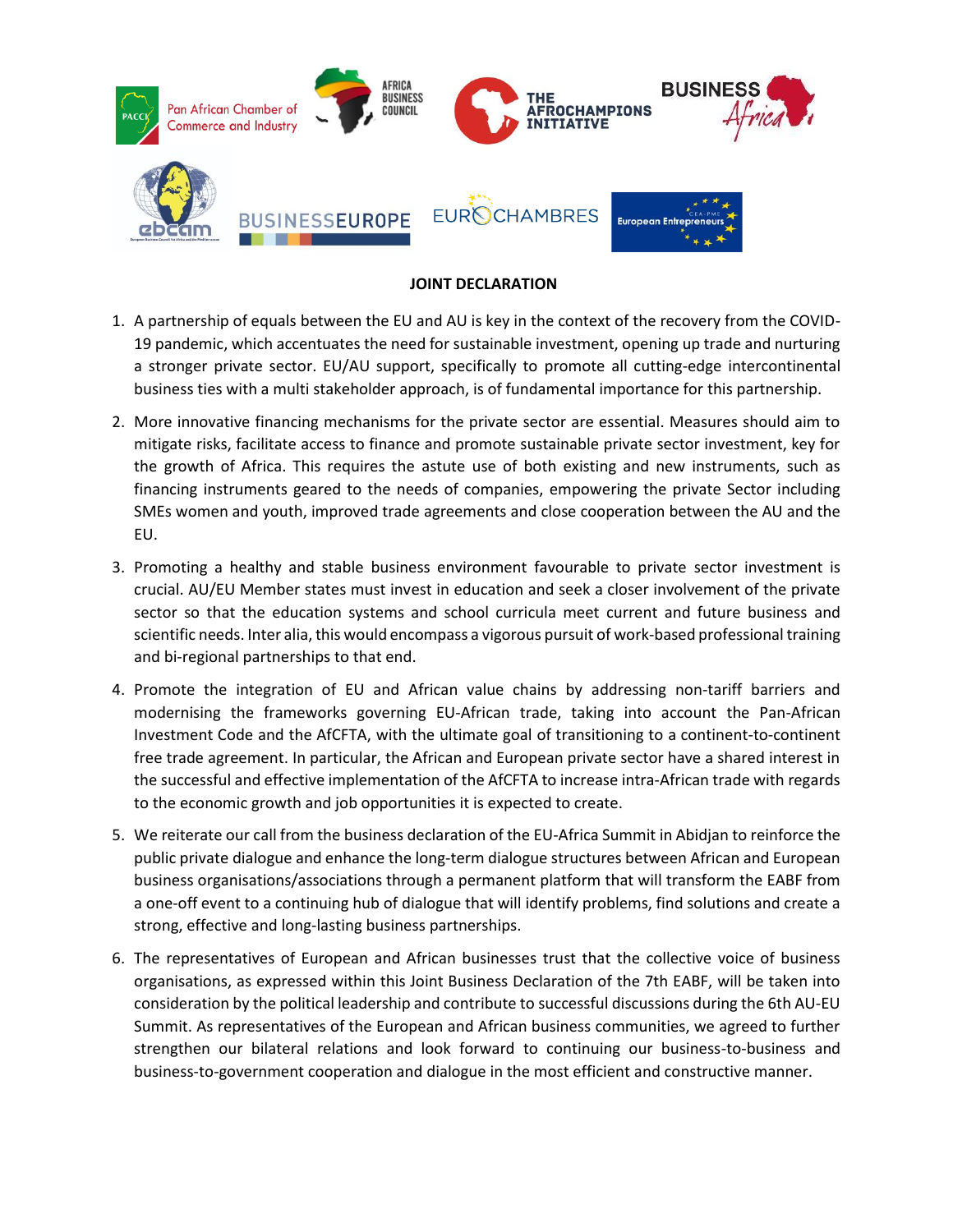**JOINT DECLARATION**

1. A partnership of equals between the EU and AU is key in the context of the recovery from the COVID-19 pandemic, which accentuates the need for sustainable investment, opening up trade and nurturing a stronger private sector. EU/AU support, specifically to promote all cutting-edge intercontinental business ties with a multi stakeholder approach, is of fundamental importance for this partnership.

2. More innovative financing mechanisms for the private sector are essential. Measures should aim to mitigate risks, facilitate access to finance and promote sustainable private sector investment, key for the growth of Africa. This requires the astute use of both existing and new instruments, such as financing instruments geared to the needs of companies, empowering the private Sector including SMEs women and youth, improved trade agreements and close cooperation between the AU and the EU.

3. Promoting a healthy and stable business environment favourable to private sector investment is crucial. AU/EU Member states must invest in education and seek a closer involvement of the private sector so that the education systems and school curricula meet current and future business and scientific needs. Inter alia, this would encompass a vigorous pursuit of work-based professional training and bi-regional partnerships to that end.

4. Promote the integration of EU and African value chains by addressing non-tariff barriers and modernising the frameworks governing EU-African trade, taking into account the Pan-African Investment Code and the AfCFTA, with the ultimate goal of transitioning to a continent-to-continent free trade agreement. In particular, the African and European private sector have a shared interest in the successful and effective implementation of the AfCFTA to increase intra-African trade with regards to the economic growth and job opportunities it is expected to create.

5. We reiterate our call from the business declaration of the EU-Africa Summit in Abidjan to reinforce the public private dialogue and enhance the long-term dialogue structures between African and European business organisations/associations through a permanent platform that will transform the EABF from a one-off event to a continuing hub of dialogue that will identify problems, find solutions and create a strong, effective and long-lasting business partnerships.

6. The representatives of European and African businesses trust that the collective voice of business organisations, as expressed within this Joint Business Declaration of the 7th EABF, will be taken into consideration by the political leadership and contribute to successful discussions during the 6th AU-EU Summit. As representatives of the European and African business communities, we agreed to further strengthen our bilateral relations and look forward to continuing our business-to-business and business-to-government cooperation and dialogue in the most efficient and constructive manner.